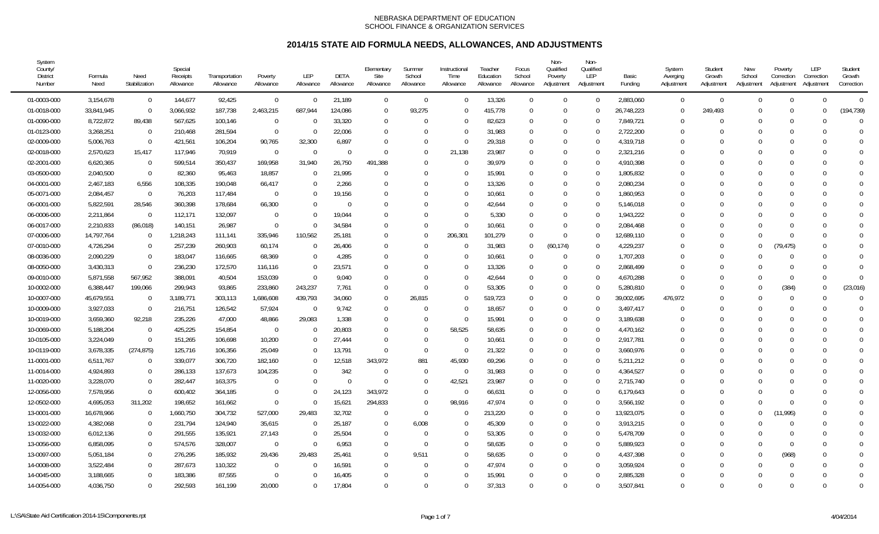NEBRASKA DEPARTMENT OF EDUCATION
SCHOOL FINANCE & ORGANIZATION SERVICES

# 2014/15 STATE AID FORMULA NEEDS, ALLOWANCES, AND ADJUSTMENTS

| System County/ District Number | Formula Need | Need Stabilization | Special Receipts Allowance | Transportation Allowance | Poverty Allowance | LEP Allowance | DETA Allowance | Elementary Site Allowance | Summer School Allowance | Instructional Time Allowance | Teacher Education Allowance | Focus School Allowance | Non-Qualified Poverty Adjustment | Non-Qualified LEP Adjustment | Basic Funding | System Averging Adjustment | Student Growth Adjustment | New School Adjustment | Poverty Correction Adjustment | LEP Correction Adjustment | Student Growth Correction |
|---|---|---|---|---|---|---|---|---|---|---|---|---|---|---|---|---|---|---|---|---|---|
| 01-0003-000 | 3,154,678 | 0 | 144,677 | 92,425 | 0 | 0 | 21,189 | 0 | 0 | 0 | 13,326 | 0 | 0 | 0 | 2,883,060 | 0 | 0 | 0 | 0 | 0 | 0 |
| 01-0018-000 | 33,841,945 | 0 | 3,066,932 | 187,738 | 2,463,215 | 687,944 | 124,086 | 0 | 93,275 | 0 | 415,778 | 0 | 0 | 0 | 26,748,223 | 0 | 249,493 | 0 | 0 | 0 | (194,739) |
| 01-0090-000 | 8,722,872 | 89,438 | 567,625 | 100,146 | 0 | 0 | 33,320 | 0 | 0 | 0 | 82,623 | 0 | 0 | 0 | 7,849,721 | 0 | 0 | 0 | 0 | 0 | 0 |
| 01-0123-000 | 3,268,251 | 0 | 210,468 | 281,594 | 0 | 0 | 22,006 | 0 | 0 | 0 | 31,983 | 0 | 0 | 0 | 2,722,200 | 0 | 0 | 0 | 0 | 0 | 0 |
| 02-0009-000 | 5,006,763 | 0 | 421,561 | 106,204 | 90,765 | 32,300 | 6,897 | 0 | 0 | 0 | 29,318 | 0 | 0 | 0 | 4,319,718 | 0 | 0 | 0 | 0 | 0 | 0 |
| 02-0018-000 | 2,570,623 | 15,417 | 117,946 | 70,919 | 0 | 0 | 0 | 0 | 0 | 21,138 | 23,987 | 0 | 0 | 0 | 2,321,216 | 0 | 0 | 0 | 0 | 0 | 0 |
| 02-2001-000 | 6,620,365 | 0 | 599,514 | 350,437 | 169,958 | 31,940 | 26,750 | 491,388 | 0 | 0 | 39,979 | 0 | 0 | 0 | 4,910,398 | 0 | 0 | 0 | 0 | 0 | 0 |
| 03-0500-000 | 2,040,500 | 0 | 82,360 | 95,463 | 18,857 | 0 | 21,995 | 0 | 0 | 0 | 15,991 | 0 | 0 | 0 | 1,805,832 | 0 | 0 | 0 | 0 | 0 | 0 |
| 04-0001-000 | 2,467,183 | 6,556 | 108,335 | 190,048 | 66,417 | 0 | 2,266 | 0 | 0 | 0 | 13,326 | 0 | 0 | 0 | 2,080,234 | 0 | 0 | 0 | 0 | 0 | 0 |
| 05-0071-000 | 2,084,457 | 0 | 76,203 | 117,484 | 0 | 0 | 19,156 | 0 | 0 | 0 | 10,661 | 0 | 0 | 0 | 1,860,953 | 0 | 0 | 0 | 0 | 0 | 0 |
| 06-0001-000 | 5,822,591 | 28,546 | 360,398 | 178,684 | 66,300 | 0 | 0 | 0 | 0 | 0 | 42,644 | 0 | 0 | 0 | 5,146,018 | 0 | 0 | 0 | 0 | 0 | 0 |
| 06-0006-000 | 2,211,864 | 0 | 112,171 | 132,097 | 0 | 0 | 19,044 | 0 | 0 | 0 | 5,330 | 0 | 0 | 0 | 1,943,222 | 0 | 0 | 0 | 0 | 0 | 0 |
| 06-0017-000 | 2,210,833 | (86,018) | 140,151 | 26,987 | 0 | 0 | 34,584 | 0 | 0 | 0 | 10,661 | 0 | 0 | 0 | 2,084,468 | 0 | 0 | 0 | 0 | 0 | 0 |
| 07-0006-000 | 14,797,764 | 0 | 1,218,243 | 111,141 | 335,946 | 110,562 | 25,181 | 0 | 0 | 206,301 | 101,279 | 0 | 0 | 0 | 12,689,110 | 0 | 0 | 0 | 0 | 0 | 0 |
| 07-0010-000 | 4,726,294 | 0 | 257,239 | 260,903 | 60,174 | 0 | 26,406 | 0 | 0 | 0 | 31,983 | 0 | (60,174) | 0 | 4,229,237 | 0 | 0 | 0 | (79,475) | 0 | 0 |
| 08-0036-000 | 2,090,229 | 0 | 183,047 | 116,665 | 68,369 | 0 | 4,285 | 0 | 0 | 0 | 10,661 | 0 | 0 | 0 | 1,707,203 | 0 | 0 | 0 | 0 | 0 | 0 |
| 08-0050-000 | 3,430,313 | 0 | 236,230 | 172,570 | 116,116 | 0 | 23,571 | 0 | 0 | 0 | 13,326 | 0 | 0 | 0 | 2,868,499 | 0 | 0 | 0 | 0 | 0 | 0 |
| 09-0010-000 | 5,871,558 | 567,952 | 388,091 | 40,504 | 153,039 | 0 | 9,040 | 0 | 0 | 0 | 42,644 | 0 | 0 | 0 | 4,670,288 | 0 | 0 | 0 | 0 | 0 | 0 |
| 10-0002-000 | 6,388,447 | 199,066 | 299,943 | 93,865 | 233,860 | 243,237 | 7,761 | 0 | 0 | 0 | 53,305 | 0 | 0 | 0 | 5,280,810 | 0 | 0 | 0 | (384) | 0 | (23,016) |
| 10-0007-000 | 45,679,551 | 0 | 3,189,771 | 303,113 | 1,686,608 | 439,793 | 34,060 | 0 | 26,815 | 0 | 519,723 | 0 | 0 | 0 | 39,002,695 | 476,972 | 0 | 0 | 0 | 0 | 0 |
| 10-0009-000 | 3,927,033 | 0 | 216,751 | 126,542 | 57,924 | 0 | 9,742 | 0 | 0 | 0 | 18,657 | 0 | 0 | 0 | 3,497,417 | 0 | 0 | 0 | 0 | 0 | 0 |
| 10-0019-000 | 3,659,360 | 92,218 | 235,226 | 47,000 | 48,866 | 29,083 | 1,338 | 0 | 0 | 0 | 15,991 | 0 | 0 | 0 | 3,189,638 | 0 | 0 | 0 | 0 | 0 | 0 |
| 10-0069-000 | 5,188,204 | 0 | 425,225 | 154,854 | 0 | 0 | 20,803 | 0 | 0 | 58,525 | 58,635 | 0 | 0 | 0 | 4,470,162 | 0 | 0 | 0 | 0 | 0 | 0 |
| 10-0105-000 | 3,224,049 | 0 | 151,265 | 106,698 | 10,200 | 0 | 27,444 | 0 | 0 | 0 | 10,661 | 0 | 0 | 0 | 2,917,781 | 0 | 0 | 0 | 0 | 0 | 0 |
| 10-0119-000 | 3,678,335 | (274,875) | 125,716 | 106,356 | 25,049 | 0 | 13,791 | 0 | 0 | 0 | 21,322 | 0 | 0 | 0 | 3,660,976 | 0 | 0 | 0 | 0 | 0 | 0 |
| 11-0001-000 | 6,511,767 | 0 | 339,077 | 306,720 | 182,160 | 0 | 12,518 | 343,972 | 881 | 45,930 | 69,296 | 0 | 0 | 0 | 5,211,212 | 0 | 0 | 0 | 0 | 0 | 0 |
| 11-0014-000 | 4,924,893 | 0 | 286,133 | 137,673 | 104,235 | 0 | 342 | 0 | 0 | 0 | 31,983 | 0 | 0 | 0 | 4,364,527 | 0 | 0 | 0 | 0 | 0 | 0 |
| 11-0020-000 | 3,228,070 | 0 | 282,447 | 163,375 | 0 | 0 | 0 | 0 | 0 | 42,521 | 23,987 | 0 | 0 | 0 | 2,715,740 | 0 | 0 | 0 | 0 | 0 | 0 |
| 12-0056-000 | 7,578,956 | 0 | 600,402 | 364,185 | 0 | 0 | 24,123 | 343,972 | 0 | 0 | 66,631 | 0 | 0 | 0 | 6,179,643 | 0 | 0 | 0 | 0 | 0 | 0 |
| 12-0502-000 | 4,695,053 | 311,202 | 198,652 | 161,662 | 0 | 0 | 15,621 | 294,833 | 0 | 98,916 | 47,974 | 0 | 0 | 0 | 3,566,192 | 0 | 0 | 0 | 0 | 0 | 0 |
| 13-0001-000 | 16,678,966 | 0 | 1,660,750 | 304,732 | 527,000 | 29,483 | 32,702 | 0 | 0 | 0 | 213,220 | 0 | 0 | 0 | 13,923,075 | 0 | 0 | 0 | (11,995) | 0 | 0 |
| 13-0022-000 | 4,382,068 | 0 | 231,794 | 124,940 | 35,615 | 0 | 25,187 | 0 | 6,008 | 0 | 45,309 | 0 | 0 | 0 | 3,913,215 | 0 | 0 | 0 | 0 | 0 | 0 |
| 13-0032-000 | 6,012,136 | 0 | 291,555 | 135,921 | 27,143 | 0 | 25,504 | 0 | 0 | 0 | 53,305 | 0 | 0 | 0 | 5,478,709 | 0 | 0 | 0 | 0 | 0 | 0 |
| 13-0056-000 | 6,858,095 | 0 | 574,576 | 328,007 | 0 | 0 | 6,953 | 0 | 0 | 0 | 58,635 | 0 | 0 | 0 | 5,889,923 | 0 | 0 | 0 | 0 | 0 | 0 |
| 13-0097-000 | 5,051,184 | 0 | 276,295 | 185,932 | 29,436 | 29,483 | 25,461 | 0 | 9,511 | 0 | 58,635 | 0 | 0 | 0 | 4,437,398 | 0 | 0 | 0 | (968) | 0 | 0 |
| 14-0008-000 | 3,522,484 | 0 | 287,673 | 110,322 | 0 | 0 | 16,591 | 0 | 0 | 0 | 47,974 | 0 | 0 | 0 | 3,059,924 | 0 | 0 | 0 | 0 | 0 | 0 |
| 14-0045-000 | 3,188,665 | 0 | 183,386 | 87,555 | 0 | 0 | 16,405 | 0 | 0 | 0 | 15,991 | 0 | 0 | 0 | 2,885,328 | 0 | 0 | 0 | 0 | 0 | 0 |
| 14-0054-000 | 4,036,750 | 0 | 292,593 | 161,199 | 20,000 | 0 | 17,804 | 0 | 0 | 0 | 37,313 | 0 | 0 | 0 | 3,507,841 | 0 | 0 | 0 | 0 | 0 | 0 |

L:\SA\State Aid Certification 2014-15\Components.rpt 4/04/2014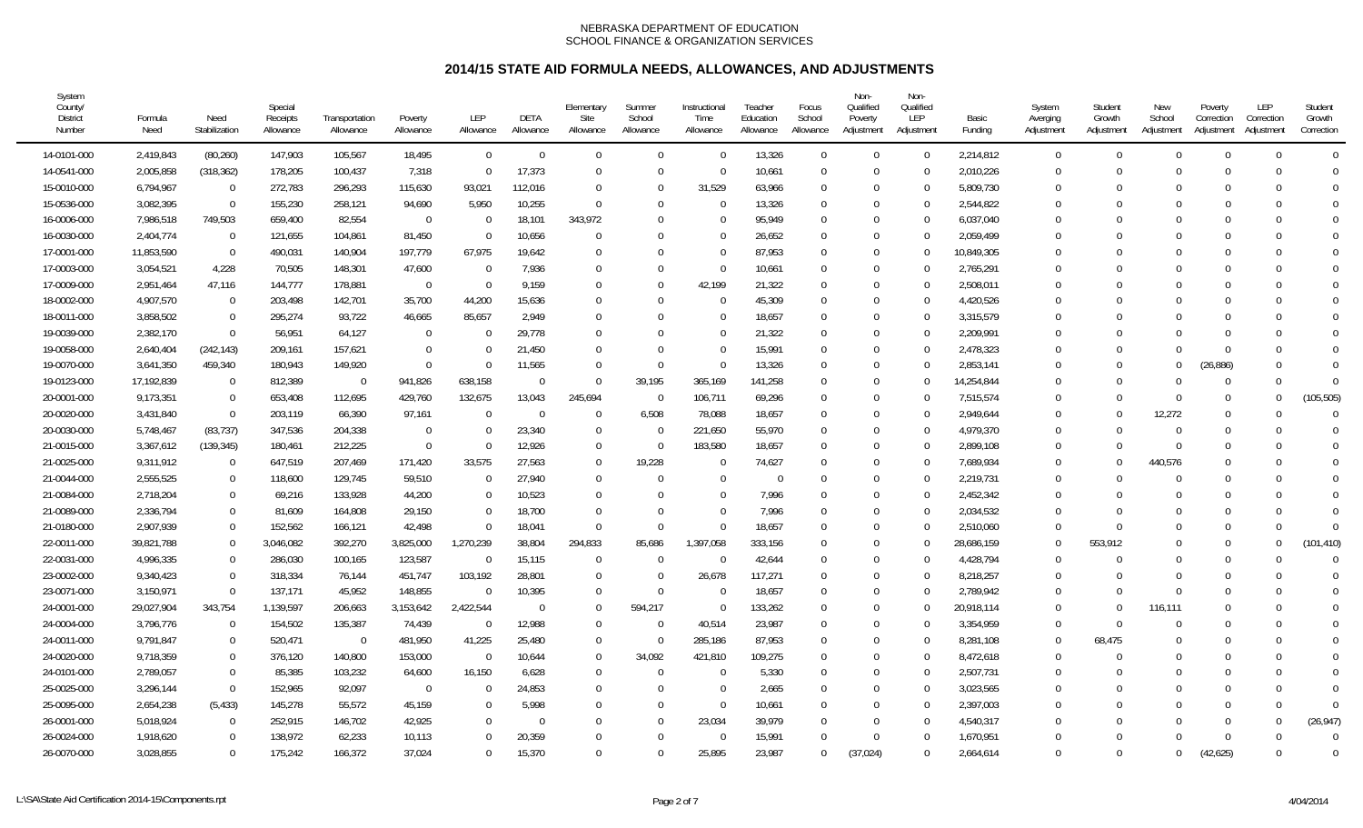NEBRASKA DEPARTMENT OF EDUCATION
SCHOOL FINANCE & ORGANIZATION SERVICES

# 2014/15 STATE AID FORMULA NEEDS, ALLOWANCES, AND ADJUSTMENTS

| System County/ District Number | Formula Need | Need Stabilization | Special Receipts Allowance | Transportation Allowance | Poverty Allowance | LEP Allowance | DETA Allowance | Elementary Site Allowance | Summer School Allowance | Instructional Time Allowance | Teacher Education Allowance | Focus School Allowance | Non-Qualified Poverty Adjustment | Non-Qualified LEP Adjustment | Basic Funding | System Averging Adjustment | Student Growth Adjustment | New School Adjustment | Poverty Correction Adjustment | LEP Correction Adjustment | Student Growth Correction |
|---|---|---|---|---|---|---|---|---|---|---|---|---|---|---|---|---|---|---|---|---|---|
| 14-0101-000 | 2,419,843 | (80,260) | 147,903 | 105,567 | 18,495 | 0 | 0 | 0 | 0 | 0 | 13,326 | 0 | 0 | 0 | 2,214,812 | 0 | 0 | 0 | 0 | 0 | 0 |
| 14-0541-000 | 2,005,858 | (318,362) | 178,205 | 100,437 | 7,318 | 0 | 17,373 | 0 | 0 | 0 | 10,661 | 0 | 0 | 0 | 2,010,226 | 0 | 0 | 0 | 0 | 0 | 0 |
| 15-0010-000 | 6,794,967 | 0 | 272,783 | 296,293 | 115,630 | 93,021 | 112,016 | 0 | 0 | 31,529 | 63,966 | 0 | 0 | 0 | 5,809,730 | 0 | 0 | 0 | 0 | 0 | 0 |
| 15-0536-000 | 3,082,395 | 0 | 155,230 | 258,121 | 94,690 | 5,950 | 10,255 | 0 | 0 | 0 | 13,326 | 0 | 0 | 0 | 2,544,822 | 0 | 0 | 0 | 0 | 0 | 0 |
| 16-0006-000 | 7,986,518 | 749,503 | 659,400 | 82,554 | 0 | 0 | 18,101 | 343,972 | 0 | 0 | 95,949 | 0 | 0 | 0 | 6,037,040 | 0 | 0 | 0 | 0 | 0 | 0 |
| 16-0030-000 | 2,404,774 | 0 | 121,655 | 104,861 | 81,450 | 0 | 10,656 | 0 | 0 | 0 | 26,652 | 0 | 0 | 0 | 2,059,499 | 0 | 0 | 0 | 0 | 0 | 0 |
| 17-0001-000 | 11,853,590 | 0 | 490,031 | 140,904 | 197,779 | 67,975 | 19,642 | 0 | 0 | 0 | 87,953 | 0 | 0 | 0 | 10,849,305 | 0 | 0 | 0 | 0 | 0 | 0 |
| 17-0003-000 | 3,054,521 | 4,228 | 70,505 | 148,301 | 47,600 | 0 | 7,936 | 0 | 0 | 0 | 10,661 | 0 | 0 | 0 | 2,765,291 | 0 | 0 | 0 | 0 | 0 | 0 |
| 17-0009-000 | 2,951,464 | 47,116 | 144,777 | 178,881 | 0 | 0 | 9,159 | 0 | 0 | 42,199 | 21,322 | 0 | 0 | 0 | 2,508,011 | 0 | 0 | 0 | 0 | 0 | 0 |
| 18-0002-000 | 4,907,570 | 0 | 203,498 | 142,701 | 35,700 | 44,200 | 15,636 | 0 | 0 | 0 | 45,309 | 0 | 0 | 0 | 4,420,526 | 0 | 0 | 0 | 0 | 0 | 0 |
| 18-0011-000 | 3,858,502 | 0 | 295,274 | 93,722 | 46,665 | 85,657 | 2,949 | 0 | 0 | 0 | 18,657 | 0 | 0 | 0 | 3,315,579 | 0 | 0 | 0 | 0 | 0 | 0 |
| 19-0039-000 | 2,382,170 | 0 | 56,951 | 64,127 | 0 | 0 | 29,778 | 0 | 0 | 0 | 21,322 | 0 | 0 | 0 | 2,209,991 | 0 | 0 | 0 | 0 | 0 | 0 |
| 19-0058-000 | 2,640,404 | (242,143) | 209,161 | 157,621 | 0 | 0 | 21,450 | 0 | 0 | 0 | 15,991 | 0 | 0 | 0 | 2,478,323 | 0 | 0 | 0 | 0 | 0 | 0 |
| 19-0070-000 | 3,641,350 | 459,340 | 180,943 | 149,920 | 0 | 0 | 11,565 | 0 | 0 | 0 | 13,326 | 0 | 0 | 0 | 2,853,141 | 0 | 0 | 0 | (26,886) | 0 | 0 |
| 19-0123-000 | 17,192,839 | 0 | 812,389 | 0 | 941,826 | 638,158 | 0 | 0 | 39,195 | 365,169 | 141,258 | 0 | 0 | 0 | 14,254,844 | 0 | 0 | 0 | 0 | 0 | 0 |
| 20-0001-000 | 9,173,351 | 0 | 653,408 | 112,695 | 429,760 | 132,675 | 13,043 | 245,694 | 0 | 106,711 | 69,296 | 0 | 0 | 0 | 7,515,574 | 0 | 0 | 0 | 0 | 0 | (105,505) |
| 20-0020-000 | 3,431,840 | 0 | 203,119 | 66,390 | 97,161 | 0 | 0 | 0 | 6,508 | 78,088 | 18,657 | 0 | 0 | 0 | 2,949,644 | 0 | 0 | 12,272 | 0 | 0 | 0 |
| 20-0030-000 | 5,748,467 | (83,737) | 347,536 | 204,338 | 0 | 0 | 23,340 | 0 | 0 | 221,650 | 55,970 | 0 | 0 | 0 | 4,979,370 | 0 | 0 | 0 | 0 | 0 | 0 |
| 21-0015-000 | 3,367,612 | (139,345) | 180,461 | 212,225 | 0 | 0 | 12,926 | 0 | 0 | 183,580 | 18,657 | 0 | 0 | 0 | 2,899,108 | 0 | 0 | 0 | 0 | 0 | 0 |
| 21-0025-000 | 9,311,912 | 0 | 647,519 | 207,469 | 171,420 | 33,575 | 27,563 | 0 | 19,228 | 0 | 74,627 | 0 | 0 | 0 | 7,689,934 | 0 | 0 | 440,576 | 0 | 0 | 0 |
| 21-0044-000 | 2,555,525 | 0 | 118,600 | 129,745 | 59,510 | 0 | 27,940 | 0 | 0 | 0 | 0 | 0 | 0 | 0 | 2,219,731 | 0 | 0 | 0 | 0 | 0 | 0 |
| 21-0084-000 | 2,718,204 | 0 | 69,216 | 133,928 | 44,200 | 0 | 10,523 | 0 | 0 | 0 | 7,996 | 0 | 0 | 0 | 2,452,342 | 0 | 0 | 0 | 0 | 0 | 0 |
| 21-0089-000 | 2,336,794 | 0 | 81,609 | 164,808 | 29,150 | 0 | 18,700 | 0 | 0 | 0 | 7,996 | 0 | 0 | 0 | 2,034,532 | 0 | 0 | 0 | 0 | 0 | 0 |
| 21-0180-000 | 2,907,939 | 0 | 152,562 | 166,121 | 42,498 | 0 | 18,041 | 0 | 0 | 0 | 18,657 | 0 | 0 | 0 | 2,510,060 | 0 | 0 | 0 | 0 | 0 | 0 |
| 22-0011-000 | 39,821,788 | 0 | 3,046,082 | 392,270 | 3,825,000 | 1,270,239 | 38,804 | 294,833 | 85,686 | 1,397,058 | 333,156 | 0 | 0 | 0 | 28,686,159 | 0 | 553,912 | 0 | 0 | 0 | (101,410) |
| 22-0031-000 | 4,996,335 | 0 | 286,030 | 100,165 | 123,587 | 0 | 15,115 | 0 | 0 | 0 | 42,644 | 0 | 0 | 0 | 4,428,794 | 0 | 0 | 0 | 0 | 0 | 0 |
| 23-0002-000 | 9,340,423 | 0 | 318,334 | 76,144 | 451,747 | 103,192 | 28,801 | 0 | 0 | 26,678 | 117,271 | 0 | 0 | 0 | 8,218,257 | 0 | 0 | 0 | 0 | 0 | 0 |
| 23-0071-000 | 3,150,971 | 0 | 137,171 | 45,952 | 148,855 | 0 | 10,395 | 0 | 0 | 0 | 18,657 | 0 | 0 | 0 | 2,789,942 | 0 | 0 | 0 | 0 | 0 | 0 |
| 24-0001-000 | 29,027,904 | 343,754 | 1,139,597 | 206,663 | 3,153,642 | 2,422,544 | 0 | 0 | 594,217 | 0 | 133,262 | 0 | 0 | 0 | 20,918,114 | 0 | 0 | 116,111 | 0 | 0 | 0 |
| 24-0004-000 | 3,796,776 | 0 | 154,502 | 135,387 | 74,439 | 0 | 12,988 | 0 | 0 | 40,514 | 23,987 | 0 | 0 | 0 | 3,354,959 | 0 | 0 | 0 | 0 | 0 | 0 |
| 24-0011-000 | 9,791,847 | 0 | 520,471 | 0 | 481,950 | 41,225 | 25,480 | 0 | 0 | 285,186 | 87,953 | 0 | 0 | 0 | 8,281,108 | 0 | 68,475 | 0 | 0 | 0 | 0 |
| 24-0020-000 | 9,718,359 | 0 | 376,120 | 140,800 | 153,000 | 0 | 10,644 | 0 | 34,092 | 421,810 | 109,275 | 0 | 0 | 0 | 8,472,618 | 0 | 0 | 0 | 0 | 0 | 0 |
| 24-0101-000 | 2,789,057 | 0 | 85,385 | 103,232 | 64,600 | 16,150 | 6,628 | 0 | 0 | 0 | 5,330 | 0 | 0 | 0 | 2,507,731 | 0 | 0 | 0 | 0 | 0 | 0 |
| 25-0025-000 | 3,296,144 | 0 | 152,965 | 92,097 | 0 | 0 | 24,853 | 0 | 0 | 0 | 2,665 | 0 | 0 | 0 | 3,023,565 | 0 | 0 | 0 | 0 | 0 | 0 |
| 25-0095-000 | 2,654,238 | (5,433) | 145,278 | 55,572 | 45,159 | 0 | 5,998 | 0 | 0 | 0 | 10,661 | 0 | 0 | 0 | 2,397,003 | 0 | 0 | 0 | 0 | 0 | 0 |
| 26-0001-000 | 5,018,924 | 0 | 252,915 | 146,702 | 42,925 | 0 | 0 | 0 | 0 | 23,034 | 39,979 | 0 | 0 | 0 | 4,540,317 | 0 | 0 | 0 | 0 | 0 | (26,947) |
| 26-0024-000 | 1,918,620 | 0 | 138,972 | 62,233 | 10,113 | 0 | 20,359 | 0 | 0 | 0 | 15,991 | 0 | 0 | 0 | 1,670,951 | 0 | 0 | 0 | 0 | 0 | 0 |
| 26-0070-000 | 3,028,855 | 0 | 175,242 | 166,372 | 37,024 | 0 | 15,370 | 0 | 0 | 25,895 | 23,987 | 0 | (37,024) | 0 | 2,664,614 | 0 | 0 | 0 | (42,625) | 0 | 0 |

L:\SA\State Aid Certification 2014-15\Components.rpt    4/04/2014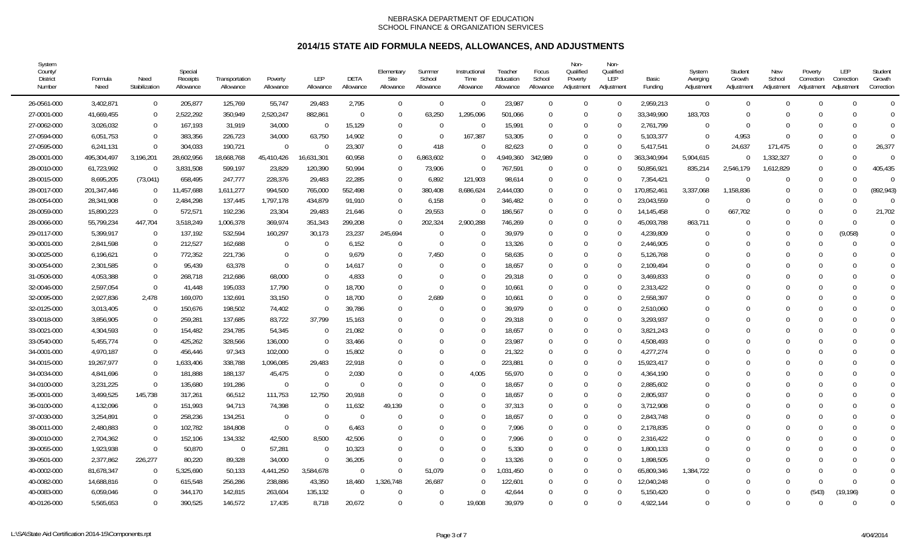NEBRASKA DEPARTMENT OF EDUCATION
SCHOOL FINANCE & ORGANIZATION SERVICES

## 2014/15 STATE AID FORMULA NEEDS, ALLOWANCES, AND ADJUSTMENTS

| System County/ District Number | Formula Need | Need Stabilization | Special Receipts Allowance | Transportation Allowance | Poverty Allowance | LEP Allowance | DETA Allowance | Elementary Site Allowance | Summer School Allowance | Instructional Time Allowance | Teacher Education Allowance | Focus School Allowance | Non-Qualified Poverty Adjustment | Non-Qualified LEP Adjustment | Basic Funding | System Averging Adjustment | Student Growth Adjustment | New School Adjustment | Poverty Correction Adjustment | LEP Correction Adjustment | Student Growth Correction |
|---|---|---|---|---|---|---|---|---|---|---|---|---|---|---|---|---|---|---|---|---|---|
| 26-0561-000 | 3,402,871 | 0 | 205,877 | 125,769 | 55,747 | 29,483 | 2,795 | 0 | 0 | 0 | 23,987 | 0 | 0 | 0 | 2,959,213 | 0 | 0 | 0 | 0 | 0 | 0 |
| 27-0001-000 | 41,669,455 | 0 | 2,522,292 | 350,949 | 2,520,247 | 882,861 | 0 | 0 | 63,250 | 1,295,096 | 501,066 | 0 | 0 | 0 | 33,349,990 | 183,703 | 0 | 0 | 0 | 0 | 0 |
| 27-0062-000 | 3,026,032 | 0 | 167,193 | 31,919 | 34,000 | 0 | 15,129 | 0 | 0 | 0 | 15,991 | 0 | 0 | 0 | 2,761,799 | 0 | 0 | 0 | 0 | 0 | 0 |
| 27-0594-000 | 6,051,753 | 0 | 383,356 | 226,723 | 34,000 | 63,750 | 14,902 | 0 | 0 | 167,387 | 53,305 | 0 | 0 | 0 | 5,103,377 | 0 | 4,953 | 0 | 0 | 0 | 0 |
| 27-0595-000 | 6,241,131 | 0 | 304,033 | 190,721 | 0 | 0 | 23,307 | 0 | 418 | 0 | 82,623 | 0 | 0 | 0 | 5,417,541 | 0 | 24,637 | 171,475 | 0 | 0 | 26,377 |
| 28-0001-000 | 495,304,497 | 3,196,201 | 28,602,956 | 18,668,768 | 45,410,426 | 16,631,301 | 60,958 | 0 | 6,863,602 | 0 | 4,949,360 | 342,989 | 0 | 0 | 363,340,994 | 5,904,615 | 0 | 1,332,327 | 0 | 0 | 0 |
| 28-0010-000 | 61,723,992 | 0 | 3,831,508 | 599,197 | 23,829 | 120,390 | 50,994 | 0 | 73,906 | 0 | 767,591 | 0 | 0 | 0 | 50,856,921 | 835,214 | 2,546,179 | 1,612,829 | 0 | 0 | 405,435 |
| 28-0015-000 | 8,695,205 | (73,041) | 658,495 | 247,777 | 228,376 | 29,483 | 22,285 | 0 | 6,892 | 121,903 | 98,614 | 0 | 0 | 0 | 7,354,421 | 0 | 0 | 0 | 0 | 0 | 0 |
| 28-0017-000 | 201,347,446 | 0 | 11,457,688 | 1,611,277 | 994,500 | 765,000 | 552,498 | 0 | 380,408 | 8,686,624 | 2,444,030 | 0 | 0 | 0 | 170,852,461 | 3,337,068 | 1,158,836 | 0 | 0 | 0 | (892,943) |
| 28-0054-000 | 28,341,908 | 0 | 2,484,298 | 137,445 | 1,797,178 | 434,879 | 91,910 | 0 | 6,158 | 0 | 346,482 | 0 | 0 | 0 | 23,043,559 | 0 | 0 | 0 | 0 | 0 | 0 |
| 28-0059-000 | 15,890,223 | 0 | 572,571 | 192,236 | 23,304 | 29,483 | 21,646 | 0 | 29,553 | 0 | 186,567 | 0 | 0 | 0 | 14,145,458 | 0 | 667,702 | 0 | 0 | 0 | 21,702 |
| 28-0066-000 | 55,799,234 | 447,704 | 3,518,249 | 1,006,378 | 369,974 | 351,343 | 299,208 | 0 | 202,324 | 2,900,288 | 746,269 | 0 | 0 | 0 | 45,093,788 | 863,711 | 0 | 0 | 0 | 0 | 0 |
| 29-0117-000 | 5,399,917 | 0 | 137,192 | 532,594 | 160,297 | 30,173 | 23,237 | 245,694 | 0 | 0 | 39,979 | 0 | 0 | 0 | 4,239,809 | 0 | 0 | 0 | 0 | (9,058) | 0 |
| 30-0001-000 | 2,841,598 | 0 | 212,527 | 162,688 | 0 | 0 | 6,152 | 0 | 0 | 0 | 13,326 | 0 | 0 | 0 | 2,446,905 | 0 | 0 | 0 | 0 | 0 | 0 |
| 30-0025-000 | 6,196,621 | 0 | 772,352 | 221,736 | 0 | 0 | 9,679 | 0 | 7,450 | 0 | 58,635 | 0 | 0 | 0 | 5,126,768 | 0 | 0 | 0 | 0 | 0 | 0 |
| 30-0054-000 | 2,301,585 | 0 | 95,439 | 63,378 | 0 | 0 | 14,617 | 0 | 0 | 0 | 18,657 | 0 | 0 | 0 | 2,109,494 | 0 | 0 | 0 | 0 | 0 | 0 |
| 31-0506-000 | 4,053,388 | 0 | 268,718 | 212,686 | 68,000 | 0 | 4,833 | 0 | 0 | 0 | 29,318 | 0 | 0 | 0 | 3,469,833 | 0 | 0 | 0 | 0 | 0 | 0 |
| 32-0046-000 | 2,597,054 | 0 | 41,448 | 195,033 | 17,790 | 0 | 18,700 | 0 | 0 | 0 | 10,661 | 0 | 0 | 0 | 2,313,422 | 0 | 0 | 0 | 0 | 0 | 0 |
| 32-0095-000 | 2,927,836 | 2,478 | 169,070 | 132,691 | 33,150 | 0 | 18,700 | 0 | 2,689 | 0 | 10,661 | 0 | 0 | 0 | 2,558,397 | 0 | 0 | 0 | 0 | 0 | 0 |
| 32-0125-000 | 3,013,405 | 0 | 150,676 | 198,502 | 74,402 | 0 | 39,786 | 0 | 0 | 0 | 39,979 | 0 | 0 | 0 | 2,510,060 | 0 | 0 | 0 | 0 | 0 | 0 |
| 33-0018-000 | 3,856,905 | 0 | 259,281 | 137,685 | 83,722 | 37,799 | 15,163 | 0 | 0 | 0 | 29,318 | 0 | 0 | 0 | 3,293,937 | 0 | 0 | 0 | 0 | 0 | 0 |
| 33-0021-000 | 4,304,593 | 0 | 154,482 | 234,785 | 54,345 | 0 | 21,082 | 0 | 0 | 0 | 18,657 | 0 | 0 | 0 | 3,821,243 | 0 | 0 | 0 | 0 | 0 | 0 |
| 33-0540-000 | 5,455,774 | 0 | 425,262 | 328,566 | 136,000 | 0 | 33,466 | 0 | 0 | 0 | 23,987 | 0 | 0 | 0 | 4,508,493 | 0 | 0 | 0 | 0 | 0 | 0 |
| 34-0001-000 | 4,970,187 | 0 | 456,446 | 97,343 | 102,000 | 0 | 15,802 | 0 | 0 | 0 | 21,322 | 0 | 0 | 0 | 4,277,274 | 0 | 0 | 0 | 0 | 0 | 0 |
| 34-0015-000 | 19,267,977 | 0 | 1,633,406 | 338,788 | 1,096,085 | 29,483 | 22,918 | 0 | 0 | 0 | 223,881 | 0 | 0 | 0 | 15,923,417 | 0 | 0 | 0 | 0 | 0 | 0 |
| 34-0034-000 | 4,841,696 | 0 | 181,888 | 188,137 | 45,475 | 0 | 2,030 | 0 | 0 | 4,005 | 55,970 | 0 | 0 | 0 | 4,364,190 | 0 | 0 | 0 | 0 | 0 | 0 |
| 34-0100-000 | 3,231,225 | 0 | 135,680 | 191,286 | 0 | 0 | 0 | 0 | 0 | 0 | 18,657 | 0 | 0 | 0 | 2,885,602 | 0 | 0 | 0 | 0 | 0 | 0 |
| 35-0001-000 | 3,499,525 | 145,738 | 317,261 | 66,512 | 111,753 | 12,750 | 20,918 | 0 | 0 | 0 | 18,657 | 0 | 0 | 0 | 2,805,937 | 0 | 0 | 0 | 0 | 0 | 0 |
| 36-0100-000 | 4,132,096 | 0 | 151,993 | 94,713 | 74,398 | 0 | 11,632 | 49,139 | 0 | 0 | 37,313 | 0 | 0 | 0 | 3,712,908 | 0 | 0 | 0 | 0 | 0 | 0 |
| 37-0030-000 | 3,254,891 | 0 | 258,236 | 134,251 | 0 | 0 | 0 | 0 | 0 | 0 | 18,657 | 0 | 0 | 0 | 2,843,748 | 0 | 0 | 0 | 0 | 0 | 0 |
| 38-0011-000 | 2,480,883 | 0 | 102,782 | 184,808 | 0 | 0 | 6,463 | 0 | 0 | 0 | 7,996 | 0 | 0 | 0 | 2,178,835 | 0 | 0 | 0 | 0 | 0 | 0 |
| 39-0010-000 | 2,704,362 | 0 | 152,106 | 134,332 | 42,500 | 8,500 | 42,506 | 0 | 0 | 0 | 7,996 | 0 | 0 | 0 | 2,316,422 | 0 | 0 | 0 | 0 | 0 | 0 |
| 39-0055-000 | 1,923,938 | 0 | 50,870 | 0 | 57,281 | 0 | 10,323 | 0 | 0 | 0 | 5,330 | 0 | 0 | 0 | 1,800,133 | 0 | 0 | 0 | 0 | 0 | 0 |
| 39-0501-000 | 2,377,862 | 226,277 | 80,220 | 89,328 | 34,000 | 0 | 36,205 | 0 | 0 | 0 | 13,326 | 0 | 0 | 0 | 1,898,505 | 0 | 0 | 0 | 0 | 0 | 0 |
| 40-0002-000 | 81,678,347 | 0 | 5,325,690 | 50,133 | 4,441,250 | 3,584,678 | 0 | 0 | 51,079 | 0 | 1,031,450 | 0 | 0 | 0 | 65,809,346 | 1,384,722 | 0 | 0 | 0 | 0 | 0 |
| 40-0082-000 | 14,688,816 | 0 | 615,548 | 256,286 | 238,886 | 43,350 | 18,460 | 1,326,748 | 26,687 | 0 | 122,601 | 0 | 0 | 0 | 12,040,248 | 0 | 0 | 0 | 0 | 0 | 0 |
| 40-0083-000 | 6,059,046 | 0 | 344,170 | 142,815 | 263,604 | 135,132 | 0 | 0 | 0 | 0 | 42,644 | 0 | 0 | 0 | 5,150,420 | 0 | 0 | 0 | (543) | (19,196) | 0 |
| 40-0126-000 | 5,565,653 | 0 | 390,525 | 146,572 | 17,435 | 8,718 | 20,672 | 0 | 0 | 19,608 | 39,979 | 0 | 0 | 0 | 4,922,144 | 0 | 0 | 0 | 0 | 0 | 0 |

L:\SA\State Aid Certification 2014-15\Components.rpt 4/04/2014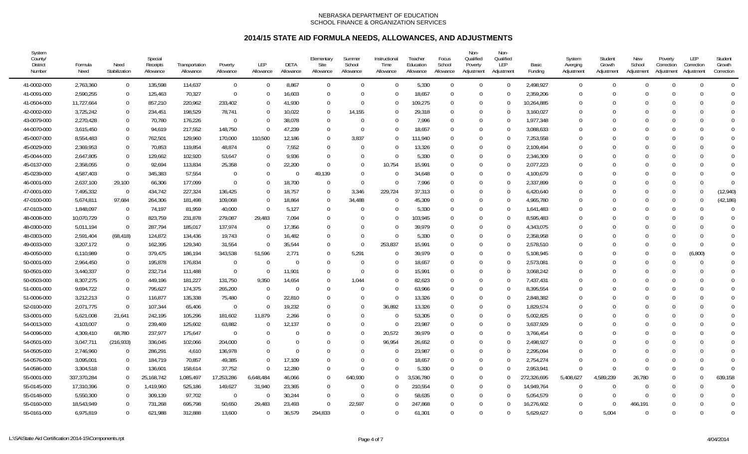NEBRASKA DEPARTMENT OF EDUCATION
SCHOOL FINANCE & ORGANIZATION SERVICES

# 2014/15 STATE AID FORMULA NEEDS, ALLOWANCES, AND ADJUSTMENTS

| System County/ District Number | Formula Need | Need Stabilization | Special Receipts Allowance | Transportation Allowance | Poverty Allowance | LEP Allowance | DETA Allowance | Elementary Site Allowance | Summer School Allowance | Instructional Time Allowance | Teacher Education Allowance | Focus School Allowance | Non-Qualified Poverty Adjustment | Non-Qualified LEP Adjustment | Basic Funding | System Averging Adjustment | Student Growth Adjustment | New School Adjustment | Poverty Correction Adjustment | LEP Correction Adjustment | Student Growth Correction |
|---|---|---|---|---|---|---|---|---|---|---|---|---|---|---|---|---|---|---|---|---|---|
| 41-0002-000 | 2,763,360 | 0 | 135,598 | 114,637 | 0 | 0 | 8,867 | 0 | 0 | 0 | 5,330 | 0 | 0 | 0 | 2,498,927 | 0 | 0 | 0 | 0 | 0 | 0 |
| 41-0091-000 | 2,590,255 | 0 | 125,463 | 70,327 | 0 | 0 | 16,603 | 0 | 0 | 0 | 18,657 | 0 | 0 | 0 | 2,359,206 | 0 | 0 | 0 | 0 | 0 | 0 |
| 41-0504-000 | 11,727,664 | 0 | 857,210 | 220,962 | 233,402 | 0 | 41,930 | 0 | 0 | 0 | 109,275 | 0 | 0 | 0 | 10,264,885 | 0 | 0 | 0 | 0 | 0 | 0 |
| 42-0002-000 | 3,725,242 | 0 | 234,451 | 198,529 | 78,741 | 0 | 10,022 | 0 | 14,155 | 0 | 29,318 | 0 | 0 | 0 | 3,160,027 | 0 | 0 | 0 | 0 | 0 | 0 |
| 43-0079-000 | 2,270,428 | 0 | 70,780 | 176,226 | 0 | 0 | 38,078 | 0 | 0 | 0 | 7,996 | 0 | 0 | 0 | 1,977,348 | 0 | 0 | 0 | 0 | 0 | 0 |
| 44-0070-000 | 3,615,450 | 0 | 94,619 | 217,552 | 148,750 | 0 | 47,239 | 0 | 0 | 0 | 18,657 | 0 | 0 | 0 | 3,088,633 | 0 | 0 | 0 | 0 | 0 | 0 |
| 45-0007-000 | 8,554,483 | 0 | 762,501 | 129,960 | 170,000 | 110,500 | 12,186 | 0 | 3,837 | 0 | 111,940 | 0 | 0 | 0 | 7,253,558 | 0 | 0 | 0 | 0 | 0 | 0 |
| 45-0029-000 | 2,369,953 | 0 | 70,853 | 119,854 | 48,874 | 0 | 7,552 | 0 | 0 | 0 | 13,326 | 0 | 0 | 0 | 2,109,494 | 0 | 0 | 0 | 0 | 0 | 0 |
| 45-0044-000 | 2,647,805 | 0 | 129,662 | 102,920 | 53,647 | 0 | 9,936 | 0 | 0 | 0 | 5,330 | 0 | 0 | 0 | 2,346,309 | 0 | 0 | 0 | 0 | 0 | 0 |
| 45-0137-000 | 2,358,055 | 0 | 92,694 | 113,834 | 25,358 | 0 | 22,200 | 0 | 0 | 10,754 | 15,991 | 0 | 0 | 0 | 2,077,223 | 0 | 0 | 0 | 0 | 0 | 0 |
| 45-0239-000 | 4,587,403 | 0 | 345,383 | 57,554 | 0 | 0 | 0 | 49,139 | 0 | 0 | 34,648 | 0 | 0 | 0 | 4,100,679 | 0 | 0 | 0 | 0 | 0 | 0 |
| 46-0001-000 | 2,637,100 | 29,100 | 66,306 | 177,099 | 0 | 0 | 18,700 | 0 | 0 | 0 | 7,996 | 0 | 0 | 0 | 2,337,899 | 0 | 0 | 0 | 0 | 0 | 0 |
| 47-0001-000 | 7,495,332 | 0 | 434,742 | 227,324 | 136,425 | 0 | 18,757 | 0 | 3,346 | 229,724 | 37,313 | 0 | 0 | 0 | 6,420,640 | 0 | 0 | 0 | 0 | 0 | (12,940) |
| 47-0100-000 | 5,674,811 | 97,684 | 264,306 | 181,498 | 109,068 | 0 | 18,864 | 0 | 34,488 | 0 | 45,309 | 0 | 0 | 0 | 4,965,780 | 0 | 0 | 0 | 0 | 0 | (42,186) |
| 47-0103-000 | 1,848,097 | 0 | 74,197 | 81,959 | 40,000 | 0 | 5,127 | 0 | 0 | 0 | 5,330 | 0 | 0 | 0 | 1,641,483 | 0 | 0 | 0 | 0 | 0 | 0 |
| 48-0008-000 | 10,070,729 | 0 | 823,759 | 231,878 | 279,087 | 29,483 | 7,094 | 0 | 0 | 0 | 103,945 | 0 | 0 | 0 | 8,595,483 | 0 | 0 | 0 | 0 | 0 | 0 |
| 48-0300-000 | 5,011,194 | 0 | 287,794 | 185,017 | 137,974 | 0 | 17,356 | 0 | 0 | 0 | 39,979 | 0 | 0 | 0 | 4,343,075 | 0 | 0 | 0 | 0 | 0 | 0 |
| 48-0303-000 | 2,591,404 | (68,418) | 124,872 | 134,436 | 19,743 | 0 | 16,482 | 0 | 0 | 0 | 5,330 | 0 | 0 | 0 | 2,358,958 | 0 | 0 | 0 | 0 | 0 | 0 |
| 49-0033-000 | 3,207,172 | 0 | 162,395 | 129,340 | 31,554 | 0 | 35,544 | 0 | 0 | 253,837 | 15,991 | 0 | 0 | 0 | 2,578,510 | 0 | 0 | 0 | 0 | 0 | 0 |
| 49-0050-000 | 6,110,989 | 0 | 379,475 | 186,194 | 343,538 | 51,596 | 2,771 | 0 | 5,291 | 0 | 39,979 | 0 | 0 | 0 | 5,108,945 | 0 | 0 | 0 | 0 | (6,800) | 0 |
| 50-0001-000 | 2,964,450 | 0 | 195,878 | 176,834 | 0 | 0 | 0 | 0 | 0 | 0 | 18,657 | 0 | 0 | 0 | 2,573,081 | 0 | 0 | 0 | 0 | 0 | 0 |
| 50-0501-000 | 3,440,337 | 0 | 232,714 | 111,488 | 0 | 0 | 11,901 | 0 | 0 | 0 | 15,991 | 0 | 0 | 0 | 3,068,242 | 0 | 0 | 0 | 0 | 0 | 0 |
| 50-0503-000 | 8,307,275 | 0 | 449,196 | 181,227 | 131,750 | 9,350 | 14,654 | 0 | 1,044 | 0 | 82,623 | 0 | 0 | 0 | 7,437,431 | 0 | 0 | 0 | 0 | 0 | 0 |
| 51-0001-000 | 9,694,722 | 0 | 795,627 | 174,375 | 265,200 | 0 | 0 | 0 | 0 | 0 | 63,966 | 0 | 0 | 0 | 8,395,554 | 0 | 0 | 0 | 0 | 0 | 0 |
| 51-0006-000 | 3,212,213 | 0 | 116,877 | 135,338 | 75,480 | 0 | 22,810 | 0 | 0 | 0 | 13,326 | 0 | 0 | 0 | 2,848,382 | 0 | 0 | 0 | 0 | 0 | 0 |
| 52-0100-000 | 2,071,775 | 0 | 107,344 | 65,406 | 0 | 0 | 19,232 | 0 | 0 | 36,892 | 13,326 | 0 | 0 | 0 | 1,829,574 | 0 | 0 | 0 | 0 | 0 | 0 |
| 53-0001-000 | 5,621,008 | 21,641 | 242,195 | 105,296 | 181,602 | 11,879 | 2,266 | 0 | 0 | 0 | 53,305 | 0 | 0 | 0 | 5,002,825 | 0 | 0 | 0 | 0 | 0 | 0 |
| 54-0013-000 | 4,103,007 | 0 | 239,469 | 125,602 | 63,882 | 0 | 12,137 | 0 | 0 | 0 | 23,987 | 0 | 0 | 0 | 3,637,929 | 0 | 0 | 0 | 0 | 0 | 0 |
| 54-0096-000 | 4,309,410 | 68,780 | 237,977 | 175,647 | 0 | 0 | 0 | 0 | 0 | 20,572 | 39,979 | 0 | 0 | 0 | 3,766,454 | 0 | 0 | 0 | 0 | 0 | 0 |
| 54-0501-000 | 3,047,711 | (216,933) | 336,045 | 102,066 | 204,000 | 0 | 0 | 0 | 0 | 96,954 | 26,652 | 0 | 0 | 0 | 2,498,927 | 0 | 0 | 0 | 0 | 0 | 0 |
| 54-0505-000 | 2,746,960 | 0 | 286,291 | 4,610 | 136,978 | 0 | 0 | 0 | 0 | 0 | 23,987 | 0 | 0 | 0 | 2,295,094 | 0 | 0 | 0 | 0 | 0 | 0 |
| 54-0576-000 | 3,095,001 | 0 | 184,719 | 70,857 | 49,385 | 0 | 17,109 | 0 | 0 | 0 | 18,657 | 0 | 0 | 0 | 2,754,274 | 0 | 0 | 0 | 0 | 0 | 0 |
| 54-0586-000 | 3,304,518 | 0 | 136,601 | 158,614 | 37,752 | 0 | 12,280 | 0 | 0 | 0 | 5,330 | 0 | 0 | 0 | 2,953,941 | 0 | 0 | 0 | 0 | 0 | 0 |
| 55-0001-000 | 337,370,284 | 0 | 25,168,742 | 1,085,497 | 17,253,286 | 6,648,484 | 46,066 | 0 | 640,930 | 0 | 3,536,780 | 0 | 0 | 0 | 272,326,695 | 5,408,627 | 4,589,239 | 26,780 | 0 | 0 | 639,158 |
| 55-0145-000 | 17,310,396 | 0 | 1,419,960 | 525,186 | 149,627 | 31,940 | 23,365 | 0 | 0 | 0 | 210,554 | 0 | 0 | 0 | 14,949,764 | 0 | 0 | 0 | 0 | 0 | 0 |
| 55-0148-000 | 5,550,300 | 0 | 309,139 | 97,702 | 0 | 0 | 30,244 | 0 | 0 | 0 | 58,635 | 0 | 0 | 0 | 5,054,579 | 0 | 0 | 0 | 0 | 0 | 0 |
| 55-0160-000 | 18,543,949 | 0 | 731,268 | 695,798 | 50,650 | 29,483 | 23,493 | 0 | 22,597 | 0 | 247,868 | 0 | 0 | 0 | 16,276,602 | 0 | 0 | 466,191 | 0 | 0 | 0 |
| 55-0161-000 | 6,975,819 | 0 | 621,988 | 312,888 | 13,600 | 0 | 36,579 | 294,833 | 0 | 0 | 61,301 | 0 | 0 | 0 | 5,629,627 | 0 | 5,004 | 0 | 0 | 0 | 0 |

L:\SA\State Aid Certification 2014-15\Components.rpt 4/04/2014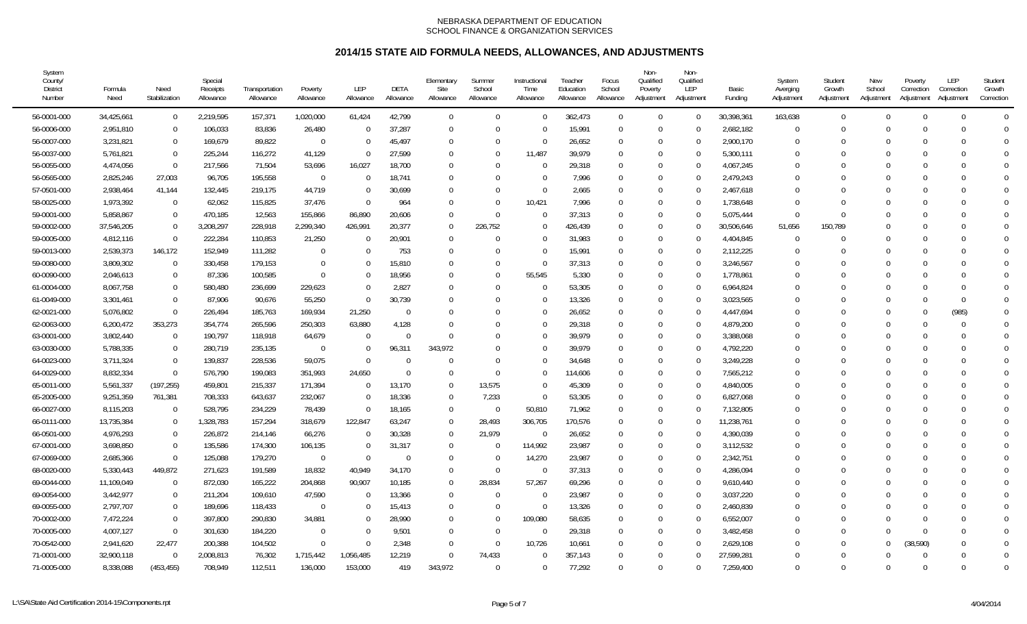NEBRASKA DEPARTMENT OF EDUCATION
SCHOOL FINANCE & ORGANIZATION SERVICES

## 2014/15 STATE AID FORMULA NEEDS, ALLOWANCES, AND ADJUSTMENTS

| System County/ District Number | Formula Need | Need Stabilization | Special Receipts Allowance | Transportation Allowance | Poverty Allowance | LEP Allowance | DETA Allowance | Elementary Site Allowance | Summer School Allowance | Instructional Time Allowance | Teacher Education Allowance | Focus School Allowance | Non-Qualified Poverty Adjustment | Non-Qualified LEP Adjustment | Basic Funding | System Averging Adjustment | Student Growth Adjustment | New School Adjustment | Poverty Correction Adjustment | LEP Correction Adjustment | Student Growth Correction |
|---|---|---|---|---|---|---|---|---|---|---|---|---|---|---|---|---|---|---|---|---|---|
| 56-0001-000 | 34,425,661 | 0 | 2,219,595 | 157,371 | 1,020,000 | 61,424 | 42,799 | 0 | 0 | 0 | 362,473 | 0 | 0 | 0 | 30,398,361 | 163,638 | 0 | 0 | 0 | 0 | 0 |
| 56-0006-000 | 2,951,810 | 0 | 106,033 | 83,836 | 26,480 | 0 | 37,287 | 0 | 0 | 0 | 15,991 | 0 | 0 | 0 | 2,682,182 | 0 | 0 | 0 | 0 | 0 | 0 |
| 56-0007-000 | 3,231,821 | 0 | 169,679 | 89,822 | 0 | 0 | 45,497 | 0 | 0 | 0 | 26,652 | 0 | 0 | 0 | 2,900,170 | 0 | 0 | 0 | 0 | 0 | 0 |
| 56-0037-000 | 5,761,821 | 0 | 225,244 | 116,272 | 41,129 | 0 | 27,599 | 0 | 0 | 11,487 | 39,979 | 0 | 0 | 0 | 5,300,111 | 0 | 0 | 0 | 0 | 0 | 0 |
| 56-0055-000 | 4,474,056 | 0 | 217,566 | 71,504 | 53,696 | 16,027 | 18,700 | 0 | 0 | 0 | 29,318 | 0 | 0 | 0 | 4,067,245 | 0 | 0 | 0 | 0 | 0 | 0 |
| 56-0565-000 | 2,825,246 | 27,003 | 96,705 | 195,558 | 0 | 0 | 18,741 | 0 | 0 | 0 | 7,996 | 0 | 0 | 0 | 2,479,243 | 0 | 0 | 0 | 0 | 0 | 0 |
| 57-0501-000 | 2,938,464 | 41,144 | 132,445 | 219,175 | 44,719 | 0 | 30,699 | 0 | 0 | 0 | 2,665 | 0 | 0 | 0 | 2,467,618 | 0 | 0 | 0 | 0 | 0 | 0 |
| 58-0025-000 | 1,973,392 | 0 | 62,062 | 115,825 | 37,476 | 0 | 964 | 0 | 0 | 10,421 | 7,996 | 0 | 0 | 0 | 1,738,648 | 0 | 0 | 0 | 0 | 0 | 0 |
| 59-0001-000 | 5,858,867 | 0 | 470,185 | 12,563 | 155,866 | 86,890 | 20,606 | 0 | 0 | 0 | 37,313 | 0 | 0 | 0 | 5,075,444 | 0 | 0 | 0 | 0 | 0 | 0 |
| 59-0002-000 | 37,546,205 | 0 | 3,208,297 | 228,918 | 2,299,340 | 426,991 | 20,377 | 0 | 226,752 | 0 | 426,439 | 0 | 0 | 0 | 30,506,646 | 51,656 | 150,789 | 0 | 0 | 0 | 0 |
| 59-0005-000 | 4,812,116 | 0 | 222,284 | 110,853 | 21,250 | 0 | 20,901 | 0 | 0 | 0 | 31,983 | 0 | 0 | 0 | 4,404,845 | 0 | 0 | 0 | 0 | 0 | 0 |
| 59-0013-000 | 2,539,373 | 146,172 | 152,949 | 111,282 | 0 | 0 | 753 | 0 | 0 | 0 | 15,991 | 0 | 0 | 0 | 2,112,225 | 0 | 0 | 0 | 0 | 0 | 0 |
| 59-0080-000 | 3,809,302 | 0 | 330,458 | 179,153 | 0 | 0 | 15,810 | 0 | 0 | 0 | 37,313 | 0 | 0 | 0 | 3,246,567 | 0 | 0 | 0 | 0 | 0 | 0 |
| 60-0090-000 | 2,046,613 | 0 | 87,336 | 100,585 | 0 | 0 | 18,956 | 0 | 0 | 55,545 | 5,330 | 0 | 0 | 0 | 1,778,861 | 0 | 0 | 0 | 0 | 0 | 0 |
| 61-0004-000 | 8,067,758 | 0 | 580,480 | 236,699 | 229,623 | 0 | 2,827 | 0 | 0 | 0 | 53,305 | 0 | 0 | 0 | 6,964,824 | 0 | 0 | 0 | 0 | 0 | 0 |
| 61-0049-000 | 3,301,461 | 0 | 87,906 | 90,676 | 55,250 | 0 | 30,739 | 0 | 0 | 0 | 13,326 | 0 | 0 | 0 | 3,023,565 | 0 | 0 | 0 | 0 | 0 | 0 |
| 62-0021-000 | 5,076,802 | 0 | 226,494 | 185,763 | 169,934 | 21,250 | 0 | 0 | 0 | 0 | 26,652 | 0 | 0 | 0 | 4,447,694 | 0 | 0 | 0 | 0 | (985) | 0 |
| 62-0063-000 | 6,200,472 | 353,273 | 354,774 | 265,596 | 250,303 | 63,880 | 4,128 | 0 | 0 | 0 | 29,318 | 0 | 0 | 0 | 4,879,200 | 0 | 0 | 0 | 0 | 0 | 0 |
| 63-0001-000 | 3,802,440 | 0 | 190,797 | 118,918 | 64,679 | 0 | 0 | 0 | 0 | 0 | 39,979 | 0 | 0 | 0 | 3,388,068 | 0 | 0 | 0 | 0 | 0 | 0 |
| 63-0030-000 | 5,788,335 | 0 | 280,719 | 235,135 | 0 | 0 | 96,311 | 343,972 | 0 | 0 | 39,979 | 0 | 0 | 0 | 4,792,220 | 0 | 0 | 0 | 0 | 0 | 0 |
| 64-0023-000 | 3,711,324 | 0 | 139,837 | 228,536 | 59,075 | 0 | 0 | 0 | 0 | 0 | 34,648 | 0 | 0 | 0 | 3,249,228 | 0 | 0 | 0 | 0 | 0 | 0 |
| 64-0029-000 | 8,832,334 | 0 | 576,790 | 199,083 | 351,993 | 24,650 | 0 | 0 | 0 | 0 | 114,606 | 0 | 0 | 0 | 7,565,212 | 0 | 0 | 0 | 0 | 0 | 0 |
| 65-0011-000 | 5,561,337 | (197,255) | 459,801 | 215,337 | 171,394 | 0 | 13,170 | 0 | 13,575 | 0 | 45,309 | 0 | 0 | 0 | 4,840,005 | 0 | 0 | 0 | 0 | 0 | 0 |
| 65-2005-000 | 9,251,359 | 761,381 | 708,333 | 643,637 | 232,067 | 0 | 18,336 | 0 | 7,233 | 0 | 53,305 | 0 | 0 | 0 | 6,827,068 | 0 | 0 | 0 | 0 | 0 | 0 |
| 66-0027-000 | 8,115,203 | 0 | 528,795 | 234,229 | 78,439 | 0 | 18,165 | 0 | 0 | 50,810 | 71,962 | 0 | 0 | 0 | 7,132,805 | 0 | 0 | 0 | 0 | 0 | 0 |
| 66-0111-000 | 13,735,384 | 0 | 1,328,783 | 157,294 | 318,679 | 122,847 | 63,247 | 0 | 28,493 | 306,705 | 170,576 | 0 | 0 | 0 | 11,238,761 | 0 | 0 | 0 | 0 | 0 | 0 |
| 66-0501-000 | 4,976,293 | 0 | 226,872 | 214,146 | 66,276 | 0 | 30,328 | 0 | 21,979 | 0 | 26,652 | 0 | 0 | 0 | 4,390,039 | 0 | 0 | 0 | 0 | 0 | 0 |
| 67-0001-000 | 3,698,850 | 0 | 135,586 | 174,300 | 106,135 | 0 | 31,317 | 0 | 0 | 114,992 | 23,987 | 0 | 0 | 0 | 3,112,532 | 0 | 0 | 0 | 0 | 0 | 0 |
| 67-0069-000 | 2,685,366 | 0 | 125,088 | 179,270 | 0 | 0 | 0 | 0 | 0 | 14,270 | 23,987 | 0 | 0 | 0 | 2,342,751 | 0 | 0 | 0 | 0 | 0 | 0 |
| 68-0020-000 | 5,330,443 | 449,872 | 271,623 | 191,589 | 18,832 | 40,949 | 34,170 | 0 | 0 | 0 | 37,313 | 0 | 0 | 0 | 4,286,094 | 0 | 0 | 0 | 0 | 0 | 0 |
| 69-0044-000 | 11,109,049 | 0 | 872,030 | 165,222 | 204,868 | 90,907 | 10,185 | 0 | 28,834 | 57,267 | 69,296 | 0 | 0 | 0 | 9,610,440 | 0 | 0 | 0 | 0 | 0 | 0 |
| 69-0054-000 | 3,442,977 | 0 | 211,204 | 109,610 | 47,590 | 0 | 13,366 | 0 | 0 | 0 | 23,987 | 0 | 0 | 0 | 3,037,220 | 0 | 0 | 0 | 0 | 0 | 0 |
| 69-0055-000 | 2,797,707 | 0 | 189,696 | 118,433 | 0 | 0 | 15,413 | 0 | 0 | 0 | 13,326 | 0 | 0 | 0 | 2,460,839 | 0 | 0 | 0 | 0 | 0 | 0 |
| 70-0002-000 | 7,472,224 | 0 | 397,800 | 290,830 | 34,881 | 0 | 28,990 | 0 | 0 | 109,080 | 58,635 | 0 | 0 | 0 | 6,552,007 | 0 | 0 | 0 | 0 | 0 | 0 |
| 70-0005-000 | 4,007,127 | 0 | 301,630 | 184,220 | 0 | 0 | 9,501 | 0 | 0 | 0 | 29,318 | 0 | 0 | 0 | 3,482,458 | 0 | 0 | 0 | 0 | 0 | 0 |
| 70-0542-000 | 2,941,620 | 22,477 | 200,388 | 104,502 | 0 | 0 | 2,348 | 0 | 0 | 10,726 | 10,661 | 0 | 0 | 0 | 2,629,108 | 0 | 0 | 0 | (38,590) | 0 | 0 |
| 71-0001-000 | 32,900,118 | 0 | 2,008,813 | 76,302 | 1,715,442 | 1,056,485 | 12,219 | 0 | 74,433 | 0 | 357,143 | 0 | 0 | 0 | 27,599,281 | 0 | 0 | 0 | 0 | 0 | 0 |
| 71-0005-000 | 8,338,088 | (453,455) | 708,949 | 112,511 | 136,000 | 153,000 | 419 | 343,972 | 0 | 0 | 77,292 | 0 | 0 | 0 | 7,259,400 | 0 | 0 | 0 | 0 | 0 | 0 |

L:\SA\State Aid Certification 2014-15\Components.rpt 4/04/2014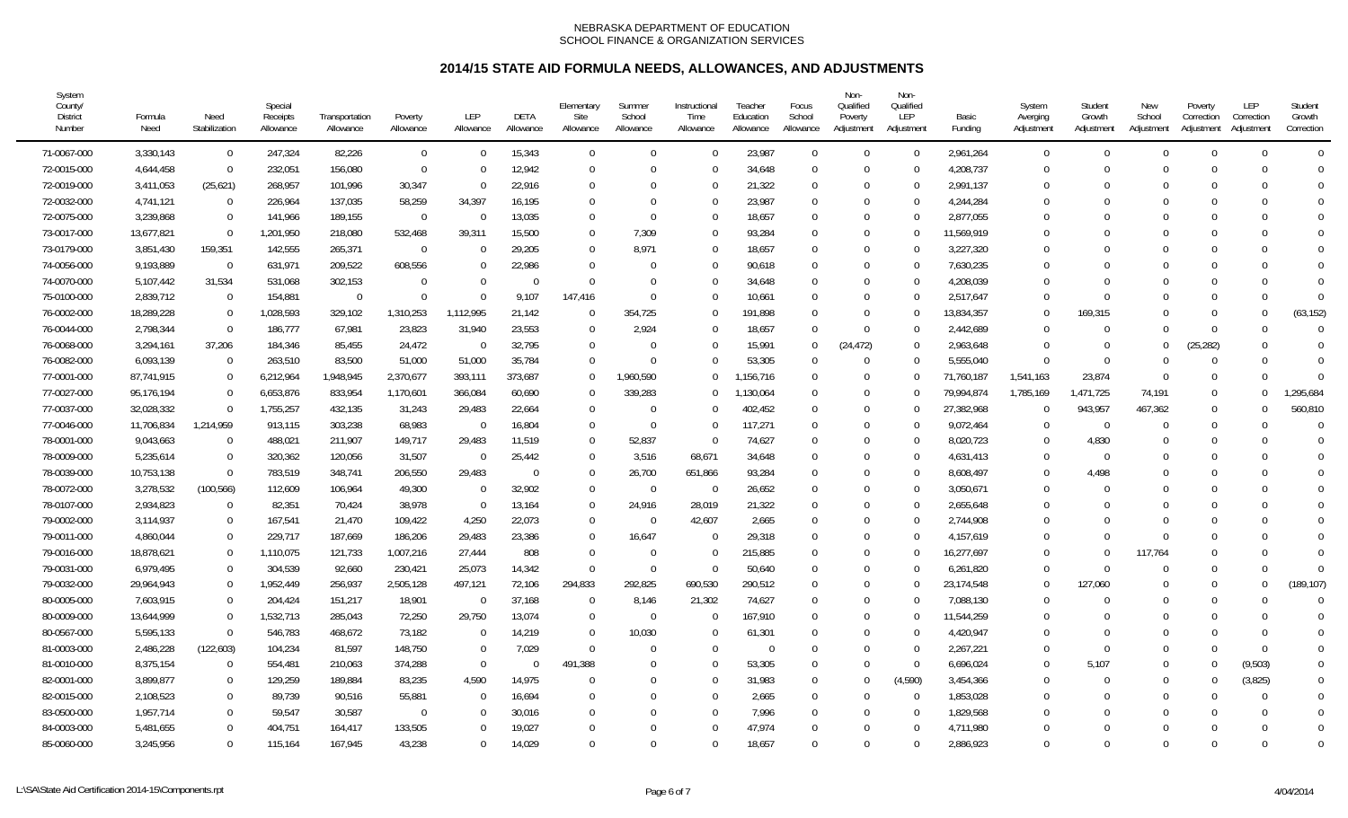NEBRASKA DEPARTMENT OF EDUCATION
SCHOOL FINANCE & ORGANIZATION SERVICES

## 2014/15 STATE AID FORMULA NEEDS, ALLOWANCES, AND ADJUSTMENTS

| System County/ District Number | Formula Need | Need Stabilization | Special Receipts Allowance | Transportation Allowance | Poverty Allowance | LEP Allowance | DETA Allowance | Elementary Site Allowance | Summer School Allowance | Instructional Time Allowance | Teacher Education Allowance | Focus School Allowance | Non-Qualified Poverty Adjustment | Non-Qualified LEP Adjustment | Basic Funding | System Averaging Adjustment | Student Growth Adjustment | New School Adjustment | Poverty Correction Adjustment | LEP Correction Adjustment | Student Growth Correction |
|---|---|---|---|---|---|---|---|---|---|---|---|---|---|---|---|---|---|---|---|---|---|
| 71-0067-000 | 3,330,143 | 0 | 247,324 | 82,226 | 0 | 0 | 15,343 | 0 | 0 | 0 | 23,987 | 0 | 0 | 0 | 2,961,264 | 0 | 0 | 0 | 0 | 0 | 0 |
| 72-0015-000 | 4,644,458 | 0 | 232,051 | 156,080 | 0 | 0 | 12,942 | 0 | 0 | 0 | 34,648 | 0 | 0 | 0 | 4,208,737 | 0 | 0 | 0 | 0 | 0 | 0 |
| 72-0019-000 | 3,411,053 | (25,621) | 268,957 | 101,996 | 30,347 | 0 | 22,916 | 0 | 0 | 0 | 21,322 | 0 | 0 | 0 | 2,991,137 | 0 | 0 | 0 | 0 | 0 | 0 |
| 72-0032-000 | 4,741,121 | 0 | 226,964 | 137,035 | 58,259 | 34,397 | 16,195 | 0 | 0 | 0 | 23,987 | 0 | 0 | 0 | 4,244,284 | 0 | 0 | 0 | 0 | 0 | 0 |
| 72-0075-000 | 3,239,868 | 0 | 141,966 | 189,155 | 0 | 0 | 13,035 | 0 | 0 | 0 | 18,657 | 0 | 0 | 0 | 2,877,055 | 0 | 0 | 0 | 0 | 0 | 0 |
| 73-0017-000 | 13,677,821 | 0 | 1,201,950 | 218,080 | 532,468 | 39,311 | 15,500 | 0 | 7,309 | 0 | 93,284 | 0 | 0 | 0 | 11,569,919 | 0 | 0 | 0 | 0 | 0 | 0 |
| 73-0179-000 | 3,851,430 | 159,351 | 142,555 | 265,371 | 0 | 0 | 29,205 | 0 | 8,971 | 0 | 18,657 | 0 | 0 | 0 | 3,227,320 | 0 | 0 | 0 | 0 | 0 | 0 |
| 74-0056-000 | 9,193,889 | 0 | 631,971 | 209,522 | 608,556 | 0 | 22,986 | 0 | 0 | 0 | 90,618 | 0 | 0 | 0 | 7,630,235 | 0 | 0 | 0 | 0 | 0 | 0 |
| 74-0070-000 | 5,107,442 | 31,534 | 531,068 | 302,153 | 0 | 0 | 0 | 0 | 0 | 0 | 34,648 | 0 | 0 | 0 | 4,208,039 | 0 | 0 | 0 | 0 | 0 | 0 |
| 75-0100-000 | 2,839,712 | 0 | 154,881 | 0 | 0 | 0 | 9,107 | 147,416 | 0 | 0 | 10,661 | 0 | 0 | 0 | 2,517,647 | 0 | 0 | 0 | 0 | 0 | 0 |
| 76-0002-000 | 18,289,228 | 0 | 1,028,593 | 329,102 | 1,310,253 | 1,112,995 | 21,142 | 0 | 354,725 | 0 | 191,898 | 0 | 0 | 0 | 13,834,357 | 0 | 169,315 | 0 | 0 | 0 | (63,152) |
| 76-0044-000 | 2,798,344 | 0 | 186,777 | 67,981 | 23,823 | 31,940 | 23,553 | 0 | 2,924 | 0 | 18,657 | 0 | 0 | 0 | 2,442,689 | 0 | 0 | 0 | 0 | 0 | 0 |
| 76-0068-000 | 3,294,161 | 37,206 | 184,346 | 85,455 | 24,472 | 0 | 32,795 | 0 | 0 | 0 | 15,991 | 0 | (24,472) | 0 | 2,963,648 | 0 | 0 | 0 | (25,282) | 0 | 0 |
| 76-0082-000 | 6,093,139 | 0 | 263,510 | 83,500 | 51,000 | 51,000 | 35,784 | 0 | 0 | 0 | 53,305 | 0 | 0 | 0 | 5,555,040 | 0 | 0 | 0 | 0 | 0 | 0 |
| 77-0001-000 | 87,741,915 | 0 | 6,212,964 | 1,948,945 | 2,370,677 | 393,111 | 373,687 | 0 | 1,960,590 | 0 | 1,156,716 | 0 | 0 | 0 | 71,760,187 | 1,541,163 | 23,874 | 0 | 0 | 0 | 0 |
| 77-0027-000 | 95,176,194 | 0 | 6,653,876 | 833,954 | 1,170,601 | 366,084 | 60,690 | 0 | 339,283 | 0 | 1,130,064 | 0 | 0 | 0 | 79,994,874 | 1,785,169 | 1,471,725 | 74,191 | 0 | 0 | 1,295,684 |
| 77-0037-000 | 32,028,332 | 0 | 1,755,257 | 432,135 | 31,243 | 29,483 | 22,664 | 0 | 0 | 0 | 402,452 | 0 | 0 | 0 | 27,382,968 | 0 | 943,957 | 467,362 | 0 | 0 | 560,810 |
| 77-0046-000 | 11,706,834 | 1,214,959 | 913,115 | 303,238 | 68,983 | 0 | 16,804 | 0 | 0 | 0 | 117,271 | 0 | 0 | 0 | 9,072,464 | 0 | 0 | 0 | 0 | 0 | 0 |
| 78-0001-000 | 9,043,663 | 0 | 488,021 | 211,907 | 149,717 | 29,483 | 11,519 | 0 | 52,837 | 0 | 74,627 | 0 | 0 | 0 | 8,020,723 | 0 | 4,830 | 0 | 0 | 0 | 0 |
| 78-0009-000 | 5,235,614 | 0 | 320,362 | 120,056 | 31,507 | 0 | 25,442 | 0 | 3,516 | 68,671 | 34,648 | 0 | 0 | 0 | 4,631,413 | 0 | 0 | 0 | 0 | 0 | 0 |
| 78-0039-000 | 10,753,138 | 0 | 783,519 | 348,741 | 206,550 | 29,483 | 0 | 0 | 26,700 | 651,866 | 93,284 | 0 | 0 | 0 | 8,608,497 | 0 | 4,498 | 0 | 0 | 0 | 0 |
| 78-0072-000 | 3,278,532 | (100,566) | 112,609 | 106,964 | 49,300 | 0 | 32,902 | 0 | 0 | 0 | 26,652 | 0 | 0 | 0 | 3,050,671 | 0 | 0 | 0 | 0 | 0 | 0 |
| 78-0107-000 | 2,934,823 | 0 | 82,351 | 70,424 | 38,978 | 0 | 13,164 | 0 | 24,916 | 28,019 | 21,322 | 0 | 0 | 0 | 2,655,648 | 0 | 0 | 0 | 0 | 0 | 0 |
| 79-0002-000 | 3,114,937 | 0 | 167,541 | 21,470 | 109,422 | 4,250 | 22,073 | 0 | 0 | 42,607 | 2,665 | 0 | 0 | 0 | 2,744,908 | 0 | 0 | 0 | 0 | 0 | 0 |
| 79-0011-000 | 4,860,044 | 0 | 229,717 | 187,669 | 186,206 | 29,483 | 23,386 | 0 | 16,647 | 0 | 29,318 | 0 | 0 | 0 | 4,157,619 | 0 | 0 | 0 | 0 | 0 | 0 |
| 79-0016-000 | 18,878,621 | 0 | 1,110,075 | 121,733 | 1,007,216 | 27,444 | 808 | 0 | 0 | 0 | 215,885 | 0 | 0 | 0 | 16,277,697 | 0 | 0 | 117,764 | 0 | 0 | 0 |
| 79-0031-000 | 6,979,495 | 0 | 304,539 | 92,660 | 230,421 | 25,073 | 14,342 | 0 | 0 | 0 | 50,640 | 0 | 0 | 0 | 6,261,820 | 0 | 0 | 0 | 0 | 0 | 0 |
| 79-0032-000 | 29,964,943 | 0 | 1,952,449 | 256,937 | 2,505,128 | 497,121 | 72,106 | 294,833 | 292,825 | 690,530 | 290,512 | 0 | 0 | 0 | 23,174,548 | 0 | 127,060 | 0 | 0 | 0 | (189,107) |
| 80-0005-000 | 7,603,915 | 0 | 204,424 | 151,217 | 18,901 | 0 | 37,168 | 0 | 8,146 | 21,302 | 74,627 | 0 | 0 | 0 | 7,088,130 | 0 | 0 | 0 | 0 | 0 | 0 |
| 80-0009-000 | 13,644,999 | 0 | 1,532,713 | 285,043 | 72,250 | 29,750 | 13,074 | 0 | 0 | 0 | 167,910 | 0 | 0 | 0 | 11,544,259 | 0 | 0 | 0 | 0 | 0 | 0 |
| 80-0567-000 | 5,595,133 | 0 | 546,783 | 468,672 | 73,182 | 0 | 14,219 | 0 | 10,030 | 0 | 61,301 | 0 | 0 | 0 | 4,420,947 | 0 | 0 | 0 | 0 | 0 | 0 |
| 81-0003-000 | 2,486,228 | (122,603) | 104,234 | 81,597 | 148,750 | 0 | 7,029 | 0 | 0 | 0 | 0 | 0 | 0 | 0 | 2,267,221 | 0 | 0 | 0 | 0 | 0 | 0 |
| 81-0010-000 | 8,375,154 | 0 | 554,481 | 210,063 | 374,288 | 0 | 0 | 491,388 | 0 | 0 | 53,305 | 0 | 0 | 0 | 6,696,024 | 0 | 5,107 | 0 | 0 | (9,503) | 0 |
| 82-0001-000 | 3,899,877 | 0 | 129,259 | 189,884 | 83,235 | 4,590 | 14,975 | 0 | 0 | 0 | 31,983 | 0 | 0 | (4,590) | 3,454,366 | 0 | 0 | 0 | 0 | (3,825) | 0 |
| 82-0015-000 | 2,108,523 | 0 | 89,739 | 90,516 | 55,881 | 0 | 16,694 | 0 | 0 | 0 | 2,665 | 0 | 0 | 0 | 1,853,028 | 0 | 0 | 0 | 0 | 0 | 0 |
| 83-0500-000 | 1,957,714 | 0 | 59,547 | 30,587 | 0 | 0 | 30,016 | 0 | 0 | 0 | 7,996 | 0 | 0 | 0 | 1,829,568 | 0 | 0 | 0 | 0 | 0 | 0 |
| 84-0003-000 | 5,481,655 | 0 | 404,751 | 164,417 | 133,505 | 0 | 19,027 | 0 | 0 | 0 | 47,974 | 0 | 0 | 0 | 4,711,980 | 0 | 0 | 0 | 0 | 0 | 0 |
| 85-0060-000 | 3,245,956 | 0 | 115,164 | 167,945 | 43,238 | 0 | 14,029 | 0 | 0 | 0 | 18,657 | 0 | 0 | 0 | 2,886,923 | 0 | 0 | 0 | 0 | 0 | 0 |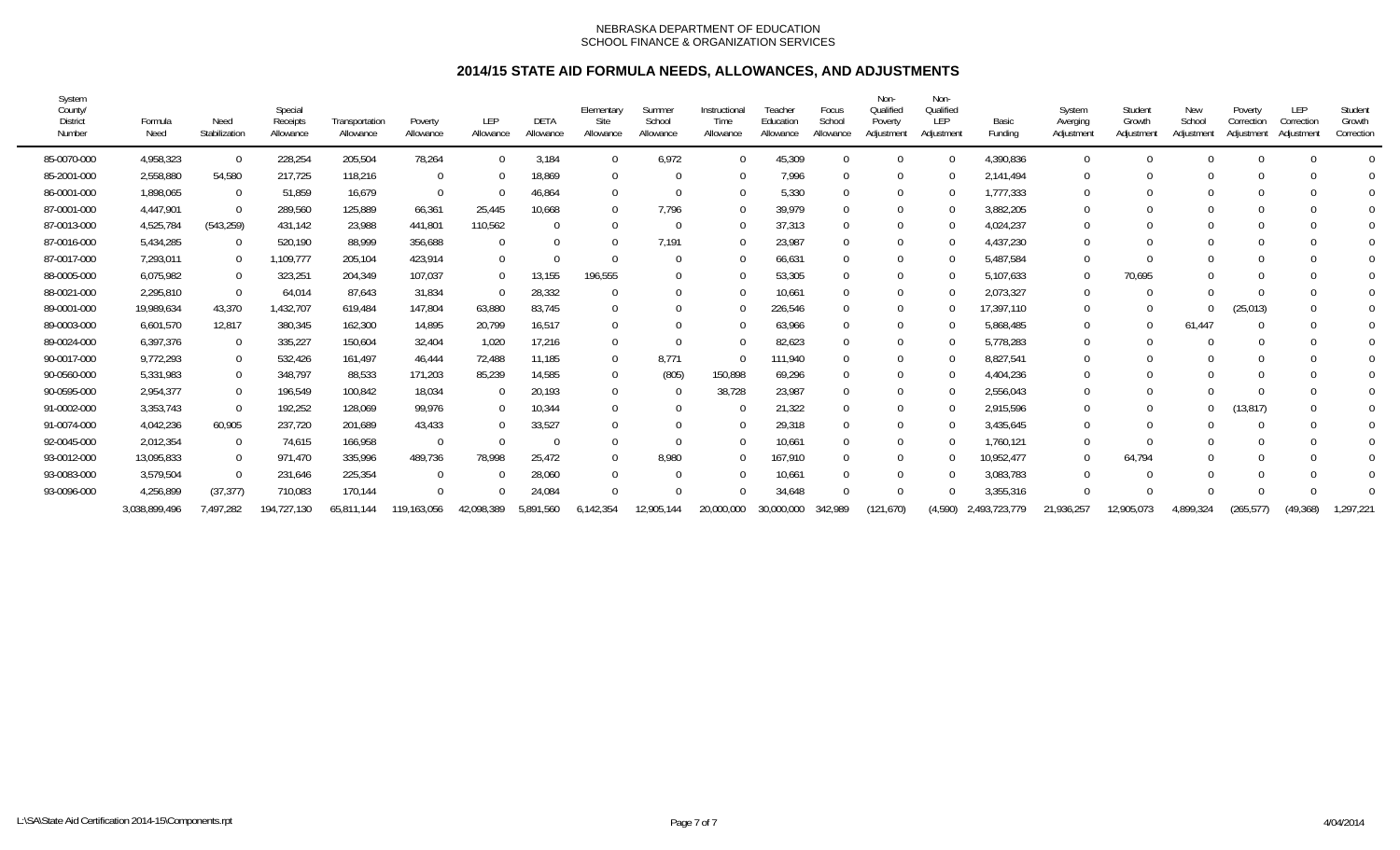NEBRASKA DEPARTMENT OF EDUCATION
SCHOOL FINANCE & ORGANIZATION SERVICES

# 2014/15 STATE AID FORMULA NEEDS, ALLOWANCES, AND ADJUSTMENTS

| System County/ District Number | Formula Need | Need Stabilization | Special Receipts Allowance | Transportation Allowance | Poverty Allowance | LEP Allowance | DETA Allowance | Elementary Site Allowance | Summer School Allowance | Instructional Time Allowance | Teacher Education Allowance | Focus School Allowance | Non-Qualified Poverty Adjustment | Non-Qualified LEP Adjustment | Basic Funding | System Averging Adjustment | Student Growth Adjustment | New School Adjustment | Poverty Correction Adjustment | LEP Correction Adjustment | Student Growth Correction |
|---|---|---|---|---|---|---|---|---|---|---|---|---|---|---|---|---|---|---|---|---|---|
| 85-0070-000 | 4,958,323 | 0 | 228,254 | 205,504 | 78,264 | 0 | 3,184 | 0 | 6,972 | 0 | 45,309 | 0 | 0 | 0 | 4,390,836 | 0 | 0 | 0 | 0 | 0 | 0 |
| 85-2001-000 | 2,558,880 | 54,580 | 217,725 | 118,216 | 0 | 0 | 18,869 | 0 | 0 | 0 | 7,996 | 0 | 0 | 0 | 2,141,494 | 0 | 0 | 0 | 0 | 0 | 0 |
| 86-0001-000 | 1,898,065 | 0 | 51,859 | 16,679 | 0 | 0 | 46,864 | 0 | 0 | 0 | 5,330 | 0 | 0 | 0 | 1,777,333 | 0 | 0 | 0 | 0 | 0 | 0 |
| 87-0001-000 | 4,447,901 | 0 | 289,560 | 125,889 | 66,361 | 25,445 | 10,668 | 0 | 7,796 | 0 | 39,979 | 0 | 0 | 0 | 3,882,205 | 0 | 0 | 0 | 0 | 0 | 0 |
| 87-0013-000 | 4,525,784 | (543,259) | 431,142 | 23,988 | 441,801 | 110,562 | 0 | 0 | 0 | 0 | 37,313 | 0 | 0 | 0 | 4,024,237 | 0 | 0 | 0 | 0 | 0 | 0 |
| 87-0016-000 | 5,434,285 | 0 | 520,190 | 88,999 | 356,688 | 0 | 0 | 0 | 7,191 | 0 | 23,987 | 0 | 0 | 0 | 4,437,230 | 0 | 0 | 0 | 0 | 0 | 0 |
| 87-0017-000 | 7,293,011 | 0 | 1,109,777 | 205,104 | 423,914 | 0 | 0 | 0 | 0 | 0 | 66,631 | 0 | 0 | 0 | 5,487,584 | 0 | 0 | 0 | 0 | 0 | 0 |
| 88-0005-000 | 6,075,982 | 0 | 323,251 | 204,349 | 107,037 | 0 | 13,155 | 196,555 | 0 | 0 | 53,305 | 0 | 0 | 0 | 5,107,633 | 0 | 70,695 | 0 | 0 | 0 | 0 |
| 88-0021-000 | 2,295,810 | 0 | 64,014 | 87,643 | 31,834 | 0 | 28,332 | 0 | 0 | 0 | 10,661 | 0 | 0 | 0 | 2,073,327 | 0 | 0 | 0 | 0 | 0 | 0 |
| 89-0001-000 | 19,989,634 | 43,370 | 1,432,707 | 619,484 | 147,804 | 63,880 | 83,745 | 0 | 0 | 0 | 226,546 | 0 | 0 | 0 | 17,397,110 | 0 | 0 | 0 | (25,013) | 0 | 0 |
| 89-0003-000 | 6,601,570 | 12,817 | 380,345 | 162,300 | 14,895 | 20,799 | 16,517 | 0 | 0 | 0 | 63,966 | 0 | 0 | 0 | 5,868,485 | 0 | 0 | 61,447 | 0 | 0 | 0 |
| 89-0024-000 | 6,397,376 | 0 | 335,227 | 150,604 | 32,404 | 1,020 | 17,216 | 0 | 0 | 0 | 82,623 | 0 | 0 | 0 | 5,778,283 | 0 | 0 | 0 | 0 | 0 | 0 |
| 90-0017-000 | 9,772,293 | 0 | 532,426 | 161,497 | 46,444 | 72,488 | 11,185 | 0 | 8,771 | 0 | 111,940 | 0 | 0 | 0 | 8,827,541 | 0 | 0 | 0 | 0 | 0 | 0 |
| 90-0560-000 | 5,331,983 | 0 | 348,797 | 88,533 | 171,203 | 85,239 | 14,585 | 0 | (805) | 150,898 | 69,296 | 0 | 0 | 0 | 4,404,236 | 0 | 0 | 0 | 0 | 0 | 0 |
| 90-0595-000 | 2,954,377 | 0 | 196,549 | 100,842 | 18,034 | 0 | 20,193 | 0 | 0 | 38,728 | 23,987 | 0 | 0 | 0 | 2,556,043 | 0 | 0 | 0 | 0 | 0 | 0 |
| 91-0002-000 | 3,353,743 | 0 | 192,252 | 128,069 | 99,976 | 0 | 10,344 | 0 | 0 | 0 | 21,322 | 0 | 0 | 0 | 2,915,596 | 0 | 0 | 0 | (13,817) | 0 | 0 |
| 91-0074-000 | 4,042,236 | 60,905 | 237,720 | 201,689 | 43,433 | 0 | 33,527 | 0 | 0 | 0 | 29,318 | 0 | 0 | 0 | 3,435,645 | 0 | 0 | 0 | 0 | 0 | 0 |
| 92-0045-000 | 2,012,354 | 0 | 74,615 | 166,958 | 0 | 0 | 0 | 0 | 0 | 0 | 10,661 | 0 | 0 | 0 | 1,760,121 | 0 | 0 | 0 | 0 | 0 | 0 |
| 93-0012-000 | 13,095,833 | 0 | 971,470 | 335,996 | 489,736 | 78,998 | 25,472 | 0 | 8,980 | 0 | 167,910 | 0 | 0 | 0 | 10,952,477 | 0 | 64,794 | 0 | 0 | 0 | 0 |
| 93-0083-000 | 3,579,504 | 0 | 231,646 | 225,354 | 0 | 0 | 28,060 | 0 | 0 | 0 | 10,661 | 0 | 0 | 0 | 3,083,783 | 0 | 0 | 0 | 0 | 0 | 0 |
| 93-0096-000 | 4,256,899 | (37,377) | 710,083 | 170,144 | 0 | 0 | 24,084 | 0 | 0 | 0 | 34,648 | 0 | 0 | 0 | 3,355,316 | 0 | 0 | 0 | 0 | 0 | 0 |
| | 3,038,899,496 | 7,497,282 | 194,727,130 | 65,811,144 | 119,163,056 | 42,098,389 | 5,891,560 | 6,142,354 | 12,905,144 | 20,000,000 | 30,000,000 | 342,989 | (121,670) | (4,590) | 2,493,723,779 | 21,936,257 | 12,905,073 | 4,899,324 | (265,577) | (49,368) | 1,297,221 |

L:\SA\State Aid Certification 2014-15\Components.rpt 4/04/2014